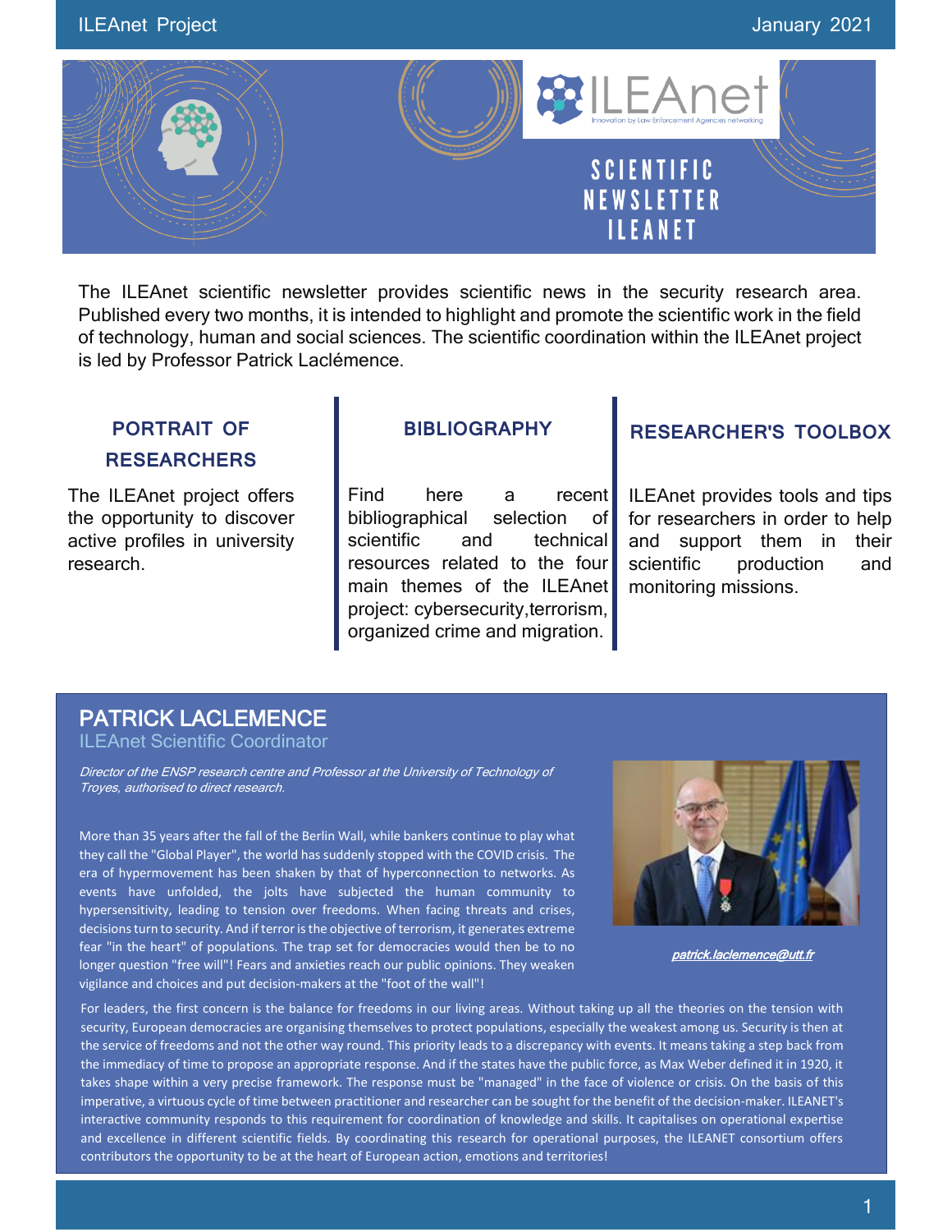# SCIENTIFIC NEWSLETTER ILEANET

The ILEAnet scientific newsletter provides scientific news in the security research area. Published every two months, it is intended to highlight and promote the scientific work in the field of technology, human and social sciences. The scientific coordination within the ILEAnet project is led by Professor Patrick Laclémence.

## PORTRAIT OF RESEARCHERS

The ILEAnet project offers the opportunity to discover active profiles in university research.

## BIBLIOGRAPHY

Find here a recent bibliographical selection of scientific and technical resources related to the four main themes of the ILEAnet project: cybersecurity,terrorism, organized crime and migration.

## RESEARCHER'S TOOLBOX

ILEAnet provides tools and tips for researchers in order to help and support them in their scientific production and monitoring missions.

## PATRICK LACLEMENCE

ILEAnet Scientific Coordinator

*Director of the ENSP research centre and Professor at the University of Technology of Troyes, authorised to direct research.*

patrick.laclemence@utt.fr

More than 35 years after the fall of the Berlin Wall, while bankers continue to play what they call the "Global Player", the world has suddenly stopped with the COVID crisis. The era of hypermovement has been shaken by that of hyperconnection to networks. As events have unfolded, the jolts have subjected the human community to hypersensitivity, leading to tension over freedoms. When facing threats and crises, decisions turn to security. And if terror is the objective of terrorism, it generates extreme fear "in the heart" of populations. The trap set for democracies would then be to no longer question "free will"! Fears and anxieties reach our public opinions. They weaken vigilance and choices and put decision-makers at the "foot of the wall"!

For leaders, the first concern is the balance for freedoms in our living areas. Without taking up all the theories on the tension with security, European democracies are organising themselves to protect populations, especially the weakest among us. Security is then at the service of freedoms and not the other way round. This priority leads to a discrepancy with events. It means taking a step back from the immediacy of time to propose an appropriate response. And if the states have the public force, as Max Weber defined it in 1920, it takes shape within a very precise framework. The response must be "managed" in the face of violence or crisis. On the basis of this imperative, a virtuous cycle of time between practitioner and researcher can be sought for the benefit of the decision-maker. ILEANET's interactive community responds to this requirement for coordination of knowledge and skills. It capitalises on operational expertise and excellence in different scientific fields. By coordinating this research for operational purposes, the ILEANET consortium offers contributors the opportunity to be at the heart of European action, emotions and territories!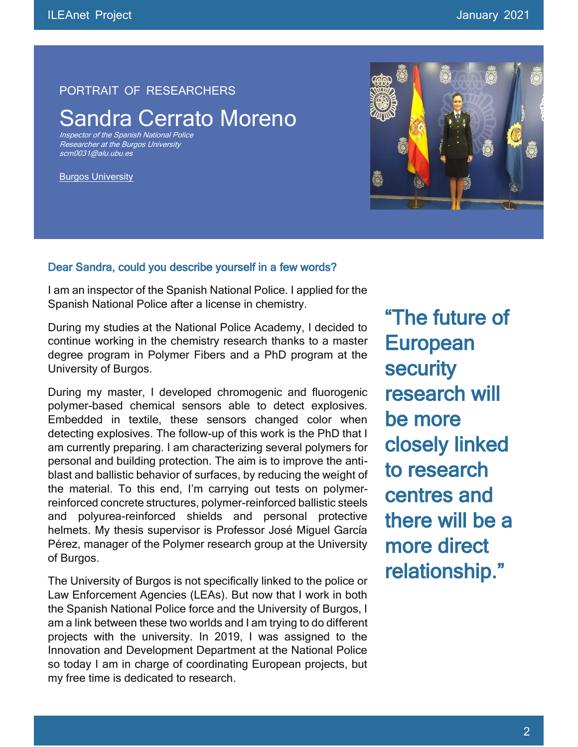PORTRAIT OF RESEARCHERS

# Sandra Cerrato Moreno

*Inspector of the Spanish National Police*
*Researcher at the Burgos University*
*scm0031@alu.ubu.es*

Burgos University

### Dear Sandra, could you describe yourself in a few words?

I am an inspector of the Spanish National Police. I applied for the Spanish National Police after a license in chemistry.

During my studies at the National Police Academy, I decided to continue working in the chemistry research thanks to a master degree program in Polymer Fibers and a PhD program at the University of Burgos.

During my master, I developed chromogenic and fluorogenic polymer-based chemical sensors able to detect explosives. Embedded in textile, these sensors changed color when detecting explosives. The follow-up of this work is the PhD that I am currently preparing. I am characterizing several polymers for personal and building protection. The aim is to improve the anti-blast and ballistic behavior of surfaces, by reducing the weight of the material. To this end, I'm carrying out tests on polymer-reinforced concrete structures, polymer-reinforced ballistic steels and polyurea-reinforced shields and personal protective helmets. My thesis supervisor is Professor José Miguel García Pérez, manager of the Polymer research group at the University of Burgos.

The University of Burgos is not specifically linked to the police or Law Enforcement Agencies (LEAs). But now that I work in both the Spanish National Police force and the University of Burgos, I am a link between these two worlds and I am trying to do different projects with the university. In 2019, I was assigned to the Innovation and Development Department at the National Police so today I am in charge of coordinating European projects, but my free time is dedicated to research.

> **"The future of European security research will be more closely linked to research centres and there will be a more direct relationship."**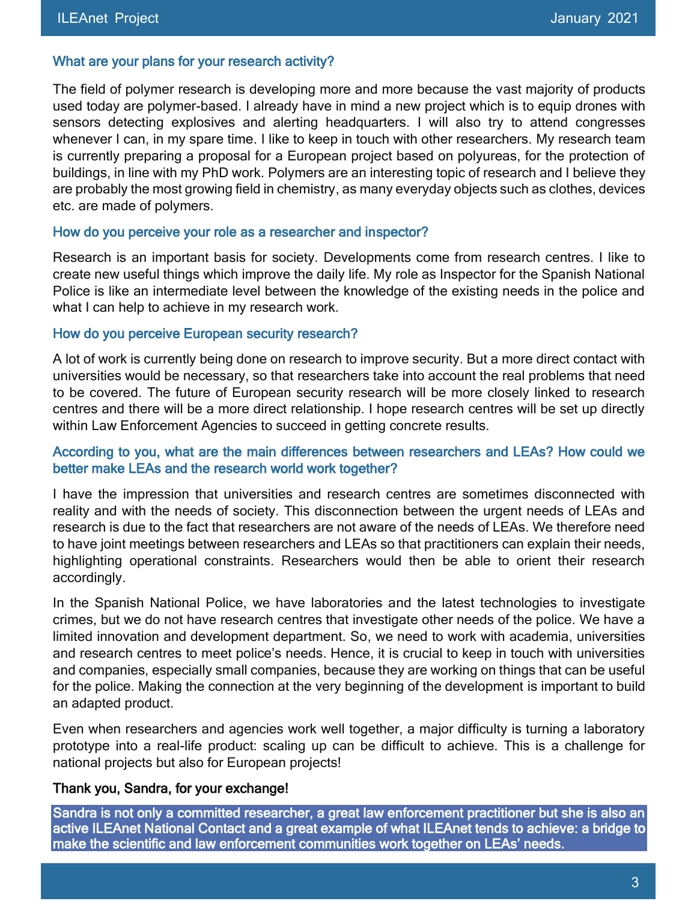### What are your plans for your research activity?

The field of polymer research is developing more and more because the vast majority of products used today are polymer-based. I already have in mind a new project which is to equip drones with sensors detecting explosives and alerting headquarters. I will also try to attend congresses whenever I can, in my spare time. I like to keep in touch with other researchers. My research team is currently preparing a proposal for a European project based on polyureas, for the protection of buildings, in line with my PhD work. Polymers are an interesting topic of research and I believe they are probably the most growing field in chemistry, as many everyday objects such as clothes, devices etc. are made of polymers.

### How do you perceive your role as a researcher and inspector?

Research is an important basis for society. Developments come from research centres. I like to create new useful things which improve the daily life. My role as Inspector for the Spanish National Police is like an intermediate level between the knowledge of the existing needs in the police and what I can help to achieve in my research work.

### How do you perceive European security research?

A lot of work is currently being done on research to improve security. But a more direct contact with universities would be necessary, so that researchers take into account the real problems that need to be covered. The future of European security research will be more closely linked to research centres and there will be a more direct relationship. I hope research centres will be set up directly within Law Enforcement Agencies to succeed in getting concrete results.

### According to you, what are the main differences between researchers and LEAs? How could we better make LEAs and the research world work together?

I have the impression that universities and research centres are sometimes disconnected with reality and with the needs of society. This disconnection between the urgent needs of LEAs and research is due to the fact that researchers are not aware of the needs of LEAs. We therefore need to have joint meetings between researchers and LEAs so that practitioners can explain their needs, highlighting operational constraints. Researchers would then be able to orient their research accordingly.

In the Spanish National Police, we have laboratories and the latest technologies to investigate crimes, but we do not have research centres that investigate other needs of the police. We have a limited innovation and development department. So, we need to work with academia, universities and research centres to meet police's needs. Hence, it is crucial to keep in touch with universities and companies, especially small companies, because they are working on things that can be useful for the police. Making the connection at the very beginning of the development is important to build an adapted product.

Even when researchers and agencies work well together, a major difficulty is turning a laboratory prototype into a real-life product: scaling up can be difficult to achieve. This is a challenge for national projects but also for European projects!

**Thank you, Sandra, for your exchange!**

**Sandra is not only a committed researcher, a great law enforcement practitioner but she is also an active ILEAnet National Contact and a great example of what ILEAnet tends to achieve: a bridge to make the scientific and law enforcement communities work together on LEAs' needs.**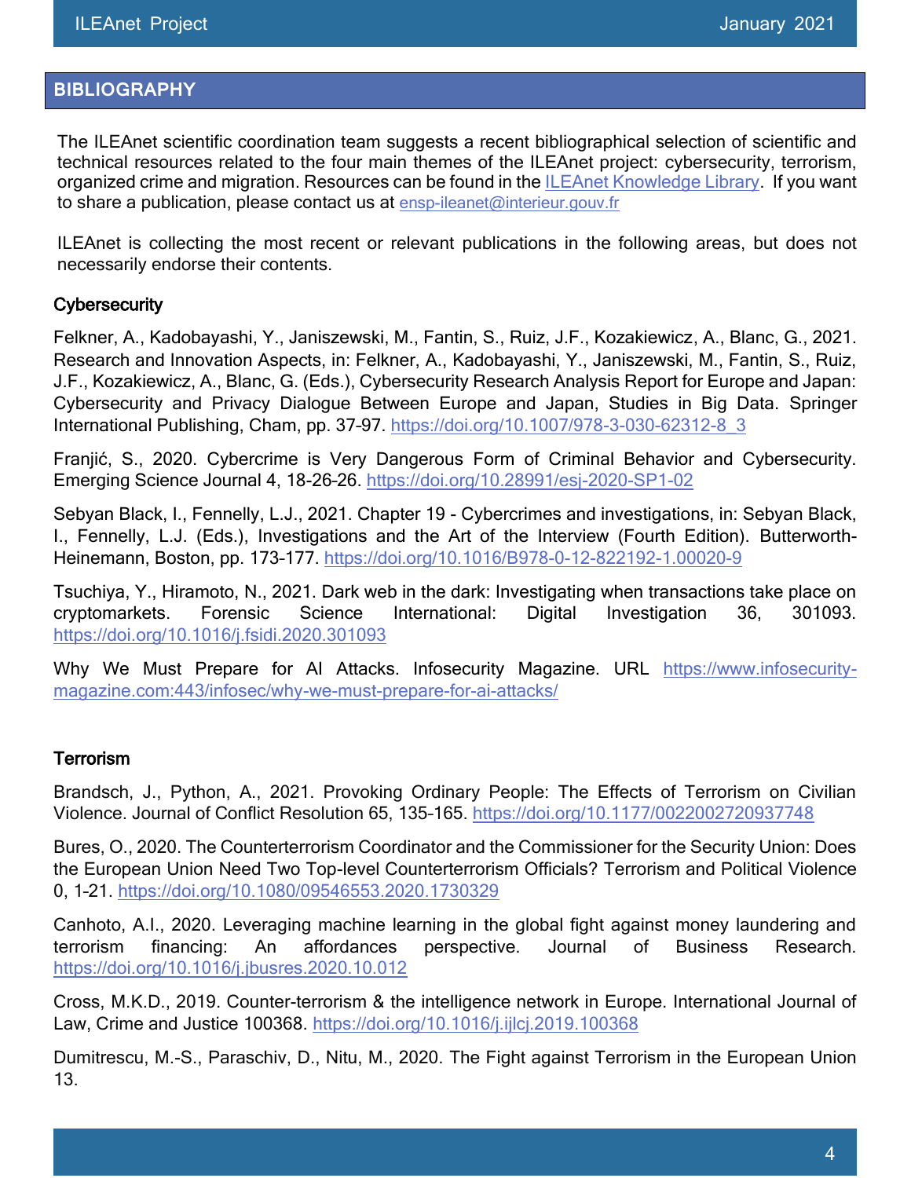## BIBLIOGRAPHY

The ILEAnet scientific coordination team suggests a recent bibliographical selection of scientific and technical resources related to the four main themes of the ILEAnet project: cybersecurity, terrorism, organized crime and migration. Resources can be found in the ILEAnet Knowledge Library. If you want to share a publication, please contact us at ensp-ileanet@interieur.gouv.fr

ILEAnet is collecting the most recent or relevant publications in the following areas, but does not necessarily endorse their contents.

### Cybersecurity

Felkner, A., Kadobayashi, Y., Janiszewski, M., Fantin, S., Ruiz, J.F., Kozakiewicz, A., Blanc, G., 2021. Research and Innovation Aspects, in: Felkner, A., Kadobayashi, Y., Janiszewski, M., Fantin, S., Ruiz, J.F., Kozakiewicz, A., Blanc, G. (Eds.), Cybersecurity Research Analysis Report for Europe and Japan: Cybersecurity and Privacy Dialogue Between Europe and Japan, Studies in Big Data. Springer International Publishing, Cham, pp. 37-97. https://doi.org/10.1007/978-3-030-62312-8_3

Franjić, S., 2020. Cybercrime is Very Dangerous Form of Criminal Behavior and Cybersecurity. Emerging Science Journal 4, 18-26-26. https://doi.org/10.28991/esj-2020-SP1-02

Sebyan Black, I., Fennelly, L.J., 2021. Chapter 19 - Cybercrimes and investigations, in: Sebyan Black, I., Fennelly, L.J. (Eds.), Investigations and the Art of the Interview (Fourth Edition). Butterworth-Heinemann, Boston, pp. 173-177. https://doi.org/10.1016/B978-0-12-822192-1.00020-9

Tsuchiya, Y., Hiramoto, N., 2021. Dark web in the dark: Investigating when transactions take place on cryptomarkets. Forensic Science International: Digital Investigation 36, 301093. https://doi.org/10.1016/j.fsidi.2020.301093

Why We Must Prepare for AI Attacks. Infosecurity Magazine. URL https://www.infosecurity-magazine.com:443/infosec/why-we-must-prepare-for-ai-attacks/

### Terrorism

Brandsch, J., Python, A., 2021. Provoking Ordinary People: The Effects of Terrorism on Civilian Violence. Journal of Conflict Resolution 65, 135-165. https://doi.org/10.1177/0022002720937748

Bures, O., 2020. The Counterterrorism Coordinator and the Commissioner for the Security Union: Does the European Union Need Two Top-level Counterterrorism Officials? Terrorism and Political Violence 0, 1-21. https://doi.org/10.1080/09546553.2020.1730329

Canhoto, A.I., 2020. Leveraging machine learning in the global fight against money laundering and terrorism financing: An affordances perspective. Journal of Business Research. https://doi.org/10.1016/j.jbusres.2020.10.012

Cross, M.K.D., 2019. Counter-terrorism & the intelligence network in Europe. International Journal of Law, Crime and Justice 100368. https://doi.org/10.1016/j.ijlcj.2019.100368

Dumitrescu, M.-S., Paraschiv, D., Nitu, M., 2020. The Fight against Terrorism in the European Union 13.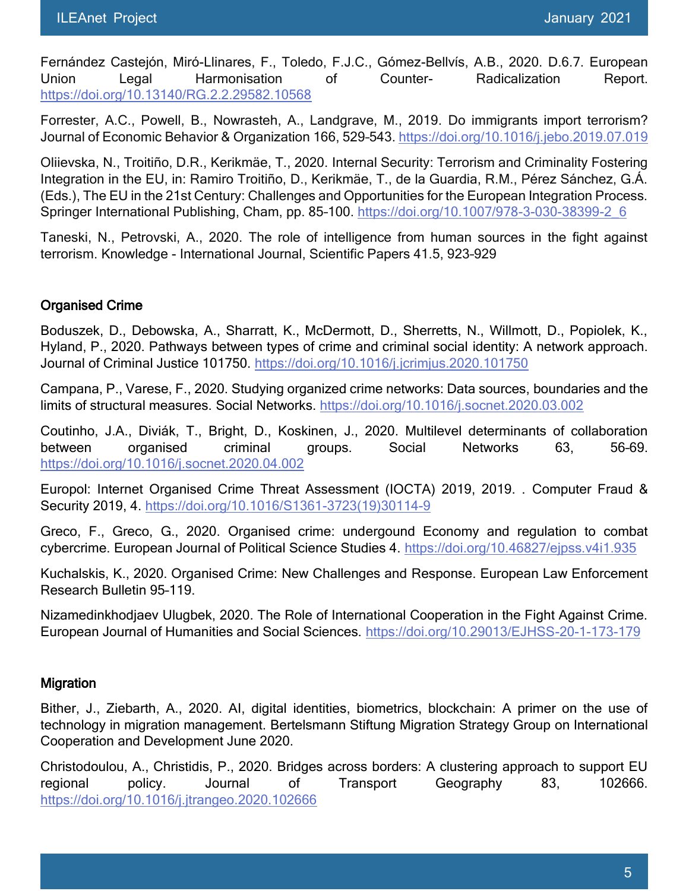Fernández Castejón, Miró-Llinares, F., Toledo, F.J.C., Gómez-Bellvís, A.B., 2020. D.6.7. European Union Legal Harmonisation of Counter- Radicalization Report. https://doi.org/10.13140/RG.2.2.29582.10568

Forrester, A.C., Powell, B., Nowrasteh, A., Landgrave, M., 2019. Do immigrants import terrorism? Journal of Economic Behavior & Organization 166, 529-543. https://doi.org/10.1016/j.jebo.2019.07.019

Oliievska, N., Troitiño, D.R., Kerikmäe, T., 2020. Internal Security: Terrorism and Criminality Fostering Integration in the EU, in: Ramiro Troitiño, D., Kerikmäe, T., de la Guardia, R.M., Pérez Sánchez, G.Á. (Eds.), The EU in the 21st Century: Challenges and Opportunities for the European Integration Process. Springer International Publishing, Cham, pp. 85-100. https://doi.org/10.1007/978-3-030-38399-2_6

Taneski, N., Petrovski, A., 2020. The role of intelligence from human sources in the fight against terrorism. Knowledge - International Journal, Scientific Papers 41.5, 923-929

### Organised Crime

Boduszek, D., Debowska, A., Sharratt, K., McDermott, D., Sherretts, N., Willmott, D., Popiolek, K., Hyland, P., 2020. Pathways between types of crime and criminal social identity: A network approach. Journal of Criminal Justice 101750. https://doi.org/10.1016/j.jcrimjus.2020.101750

Campana, P., Varese, F., 2020. Studying organized crime networks: Data sources, boundaries and the limits of structural measures. Social Networks. https://doi.org/10.1016/j.socnet.2020.03.002

Coutinho, J.A., Diviák, T., Bright, D., Koskinen, J., 2020. Multilevel determinants of collaboration between organised criminal groups. Social Networks 63, 56-69. https://doi.org/10.1016/j.socnet.2020.04.002

Europol: Internet Organised Crime Threat Assessment (IOCTA) 2019, 2019. . Computer Fraud & Security 2019, 4. https://doi.org/10.1016/S1361-3723(19)30114-9

Greco, F., Greco, G., 2020. Organised crime: undergound Economy and regulation to combat cybercrime. European Journal of Political Science Studies 4. https://doi.org/10.46827/ejpss.v4i1.935

Kuchalskis, K., 2020. Organised Crime: New Challenges and Response. European Law Enforcement Research Bulletin 95-119.

Nizamedinkhodjaev Ulugbek, 2020. The Role of International Cooperation in the Fight Against Crime. European Journal of Humanities and Social Sciences. https://doi.org/10.29013/EJHSS-20-1-173-179

### Migration

Bither, J., Ziebarth, A., 2020. AI, digital identities, biometrics, blockchain: A primer on the use of technology in migration management. Bertelsmann Stiftung Migration Strategy Group on International Cooperation and Development June 2020.

Christodoulou, A., Christidis, P., 2020. Bridges across borders: A clustering approach to support EU regional policy. Journal of Transport Geography 83, 102666. https://doi.org/10.1016/j.jtrangeo.2020.102666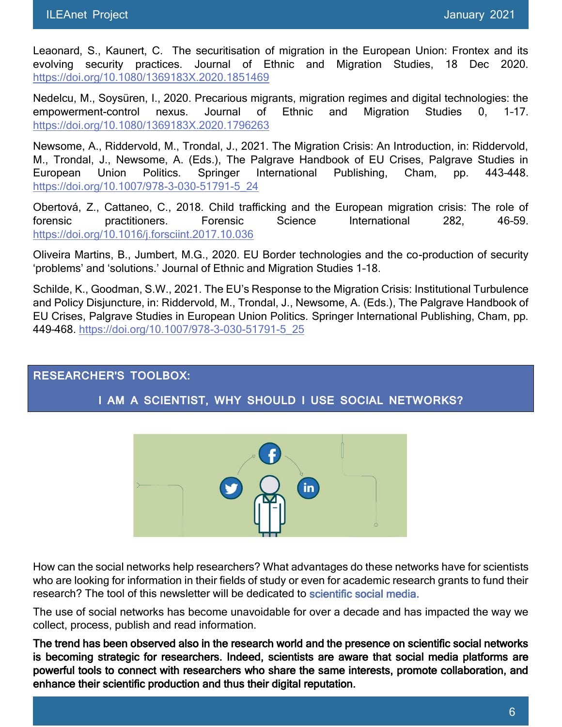Leaonard, S., Kaunert, C. The securitisation of migration in the European Union: Frontex and its evolving security practices. Journal of Ethnic and Migration Studies, 18 Dec 2020. https://doi.org/10.1080/1369183X.2020.1851469

Nedelcu, M., Soysüren, I., 2020. Precarious migrants, migration regimes and digital technologies: the empowerment-control nexus. Journal of Ethnic and Migration Studies 0, 1-17. https://doi.org/10.1080/1369183X.2020.1796263

Newsome, A., Riddervold, M., Trondal, J., 2021. The Migration Crisis: An Introduction, in: Riddervold, M., Trondal, J., Newsome, A. (Eds.), The Palgrave Handbook of EU Crises, Palgrave Studies in European Union Politics. Springer International Publishing, Cham, pp. 443-448. https://doi.org/10.1007/978-3-030-51791-5_24

Obertová, Z., Cattaneo, C., 2018. Child trafficking and the European migration crisis: The role of forensic practitioners. Forensic Science International 282, 46-59. https://doi.org/10.1016/j.forsciint.2017.10.036

Oliveira Martins, B., Jumbert, M.G., 2020. EU Border technologies and the co-production of security 'problems' and 'solutions.' Journal of Ethnic and Migration Studies 1-18.

Schilde, K., Goodman, S.W., 2021. The EU's Response to the Migration Crisis: Institutional Turbulence and Policy Disjuncture, in: Riddervold, M., Trondal, J., Newsome, A. (Eds.), The Palgrave Handbook of EU Crises, Palgrave Studies in European Union Politics. Springer International Publishing, Cham, pp. 449-468. https://doi.org/10.1007/978-3-030-51791-5_25

## RESEARCHER'S TOOLBOX:

### I AM A SCIENTIST, WHY SHOULD I USE SOCIAL NETWORKS?

How can the social networks help researchers? What advantages do these networks have for scientists who are looking for information in their fields of study or even for academic research grants to fund their research? The tool of this newsletter will be dedicated to scientific social media.

The use of social networks has become unavoidable for over a decade and has impacted the way we collect, process, publish and read information.

**The trend has been observed also in the research world and the presence on scientific social networks is becoming strategic for researchers. Indeed, scientists are aware that social media platforms are powerful tools to connect with researchers who share the same interests, promote collaboration, and enhance their scientific production and thus their digital reputation.**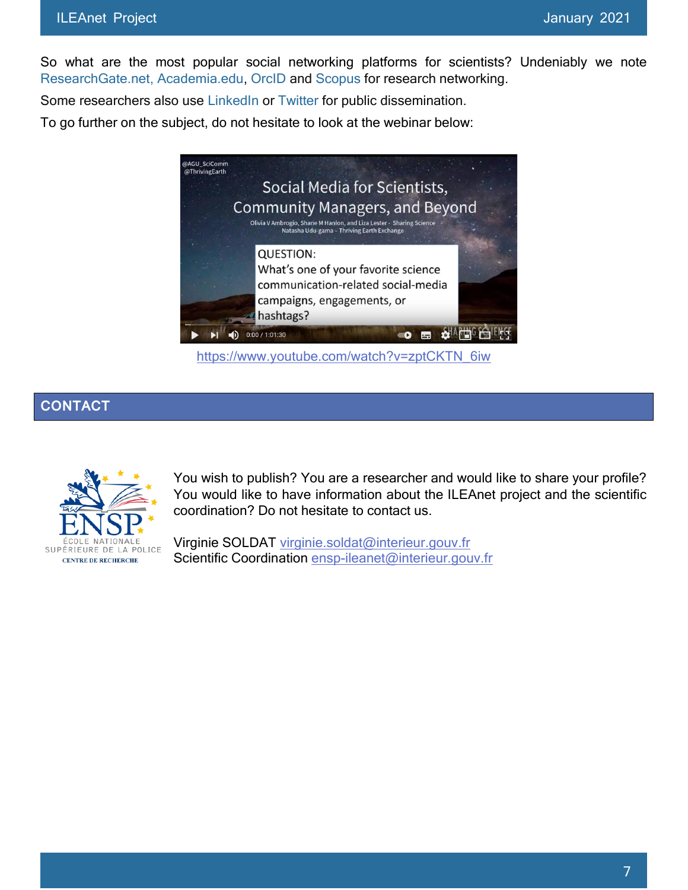So what are the most popular social networking platforms for scientists? Undeniably we note ResearchGate.net, Academia.edu, OrcID and Scopus for research networking.

Some researchers also use LinkedIn or Twitter for public dissemination.

To go further on the subject, do not hesitate to look at the webinar below:

https://www.youtube.com/watch?v=zptCKTN_6iw

## CONTACT

You wish to publish? You are a researcher and would like to share your profile? You would like to have information about the ILEAnet project and the scientific coordination? Do not hesitate to contact us.

Virginie SOLDAT virginie.soldat@interieur.gouv.fr
Scientific Coordination ensp-ileanet@interieur.gouv.fr